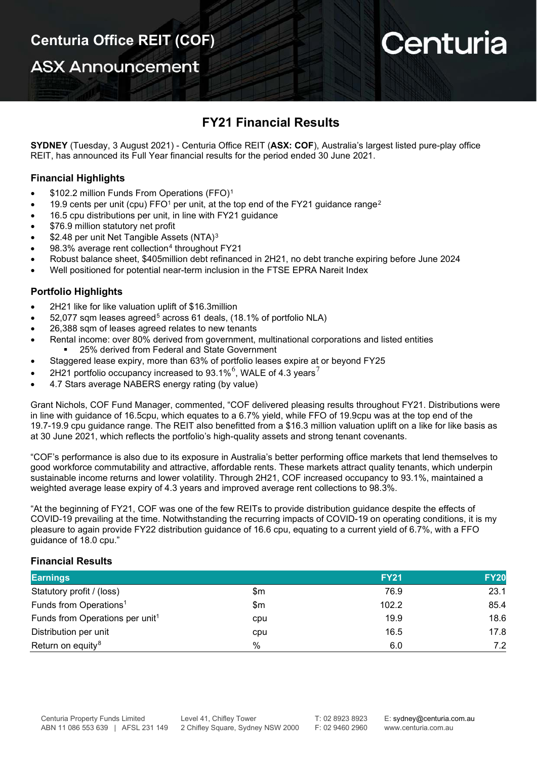# Centuria Office REIT (COF)

## ASX Announcement

Centuria

## FY21 Financial Results

**SYDNEY** (Tuesday, 3 August 2021) - Centuria Office REIT (**ASX: COF**), Australia's largest listed pure-play office REIT, has announced its Full Year financial results for the period ended 30 June 2021.

### Financial Highlights

- $102.2 million Funds From Operations (FFO)[1]
- 19.9 cents per unit (cpu) FFO[1] per unit, at the top end of the FY21 guidance range[2]
- 16.5 cpu distributions per unit, in line with FY21 guidance
- $76.9 million statutory net profit
- $2.48 per unit Net Tangible Assets (NTA)[3]
- 98.3% average rent collection[4] throughout FY21
- Robust balance sheet, $405million debt refinanced in 2H21, no debt tranche expiring before June 2024
- Well positioned for potential near-term inclusion in the FTSE EPRA Nareit Index

### Portfolio Highlights

- 2H21 like for like valuation uplift of $16.3million
- 52,077 sqm leases agreed[5] across 61 deals, (18.1% of portfolio NLA)
- 26,388 sqm of leases agreed relates to new tenants
- Rental income: over 80% derived from government, multinational corporations and listed entities
  - 25% derived from Federal and State Government
- Staggered lease expiry, more than 63% of portfolio leases expire at or beyond FY25
- 2H21 portfolio occupancy increased to 93.1%[6], WALE of 4.3 years[7]
- 4.7 Stars average NABERS energy rating (by value)

Grant Nichols, COF Fund Manager, commented, "COF delivered pleasing results throughout FY21. Distributions were in line with guidance of 16.5cpu, which equates to a 6.7% yield, while FFO of 19.9cpu was at the top end of the 19.7-19.9 cpu guidance range. The REIT also benefitted from a $16.3 million valuation uplift on a like for like basis as at 30 June 2021, which reflects the portfolio's high-quality assets and strong tenant covenants.

"COF's performance is also due to its exposure in Australia's better performing office markets that lend themselves to good workforce commutability and attractive, affordable rents. These markets attract quality tenants, which underpin sustainable income returns and lower volatility. Through 2H21, COF increased occupancy to 93.1%, maintained a weighted average lease expiry of 4.3 years and improved average rent collections to 98.3%.

"At the beginning of FY21, COF was one of the few REITs to provide distribution guidance despite the effects of COVID-19 prevailing at the time. Notwithstanding the recurring impacts of COVID-19 on operating conditions, it is my pleasure to again provide FY22 distribution guidance of 16.6 cpu, equating to a current yield of 6.7%, with a FFO guidance of 18.0 cpu."

### Financial Results

| Earnings | | FY21 | FY20 |
|---|---|---|---|
| Statutory profit / (loss) | $m | 76.9 | 23.1 |
| Funds from Operations[1] | $m | 102.2 | 85.4 |
| Funds from Operations per unit[1] | cpu | 19.9 | 18.6 |
| Distribution per unit | cpu | 16.5 | 17.8 |
| Return on equity[8] | % | 6.0 | 7.2 |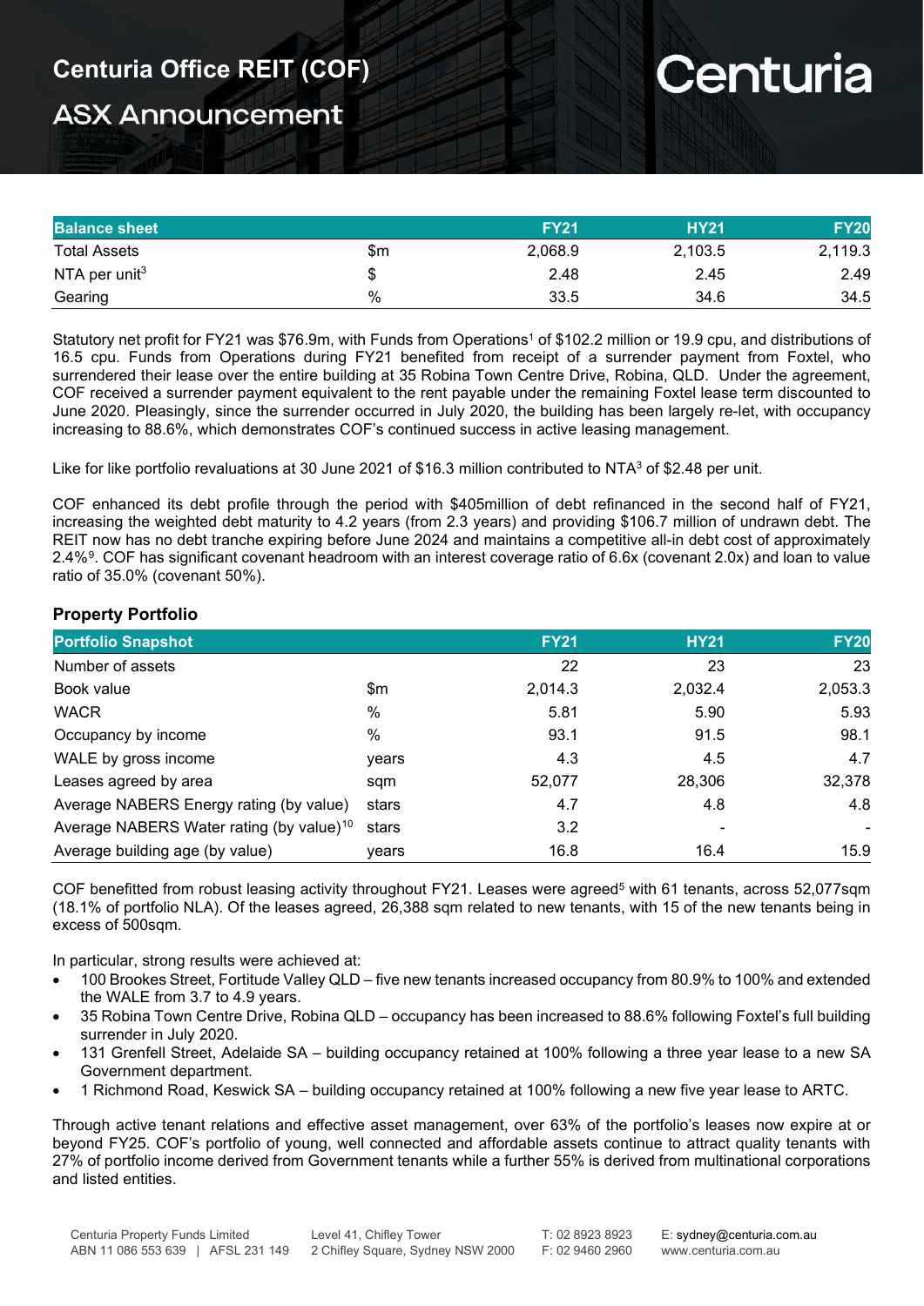| Balance sheet | | FY21 | HY21 | FY20 |
|---|---|---|---|---|
| Total Assets | $m | 2,068.9 | 2,103.5 | 2,119.3 |
| NTA per unit[3] | $ | 2.48 | 2.45 | 2.49 |
| Gearing | % | 33.5 | 34.6 | 34.5 |

Statutory net profit for FY21 was $76.9m, with Funds from Operations[1] of $102.2 million or 19.9 cpu, and distributions of 16.5 cpu. Funds from Operations during FY21 benefited from receipt of a surrender payment from Foxtel, who surrendered their lease over the entire building at 35 Robina Town Centre Drive, Robina, QLD. Under the agreement, COF received a surrender payment equivalent to the rent payable under the remaining Foxtel lease term discounted to June 2020. Pleasingly, since the surrender occurred in July 2020, the building has been largely re-let, with occupancy increasing to 88.6%, which demonstrates COF's continued success in active leasing management.

Like for like portfolio revaluations at 30 June 2021 of $16.3 million contributed to NTA[3] of $2.48 per unit.

COF enhanced its debt profile through the period with $405million of debt refinanced in the second half of FY21, increasing the weighted debt maturity to 4.2 years (from 2.3 years) and providing $106.7 million of undrawn debt. The REIT now has no debt tranche expiring before June 2024 and maintains a competitive all-in debt cost of approximately 2.4%[9]. COF has significant covenant headroom with an interest coverage ratio of 6.6x (covenant 2.0x) and loan to value ratio of 35.0% (covenant 50%).

### Property Portfolio

| Portfolio Snapshot | | FY21 | HY21 | FY20 |
|---|---|---|---|---|
| Number of assets | | 22 | 23 | 23 |
| Book value | $m | 2,014.3 | 2,032.4 | 2,053.3 |
| WACR | % | 5.81 | 5.90 | 5.93 |
| Occupancy by income | % | 93.1 | 91.5 | 98.1 |
| WALE by gross income | years | 4.3 | 4.5 | 4.7 |
| Leases agreed by area | sqm | 52,077 | 28,306 | 32,378 |
| Average NABERS Energy rating (by value) | stars | 4.7 | 4.8 | 4.8 |
| Average NABERS Water rating (by value)[10] | stars | 3.2 | - | - |
| Average building age (by value) | years | 16.8 | 16.4 | 15.9 |

COF benefitted from robust leasing activity throughout FY21. Leases were agreed[5] with 61 tenants, across 52,077sqm (18.1% of portfolio NLA). Of the leases agreed, 26,388 sqm related to new tenants, with 15 of the new tenants being in excess of 500sqm.

In particular, strong results were achieved at:

- 100 Brookes Street, Fortitude Valley QLD – five new tenants increased occupancy from 80.9% to 100% and extended the WALE from 3.7 to 4.9 years.
- 35 Robina Town Centre Drive, Robina QLD – occupancy has been increased to 88.6% following Foxtel's full building surrender in July 2020.
- 131 Grenfell Street, Adelaide SA – building occupancy retained at 100% following a three year lease to a new SA Government department.
- 1 Richmond Road, Keswick SA – building occupancy retained at 100% following a new five year lease to ARTC.

Through active tenant relations and effective asset management, over 63% of the portfolio's leases now expire at or beyond FY25. COF's portfolio of young, well connected and affordable assets continue to attract quality tenants with 27% of portfolio income derived from Government tenants while a further 55% is derived from multinational corporations and listed entities.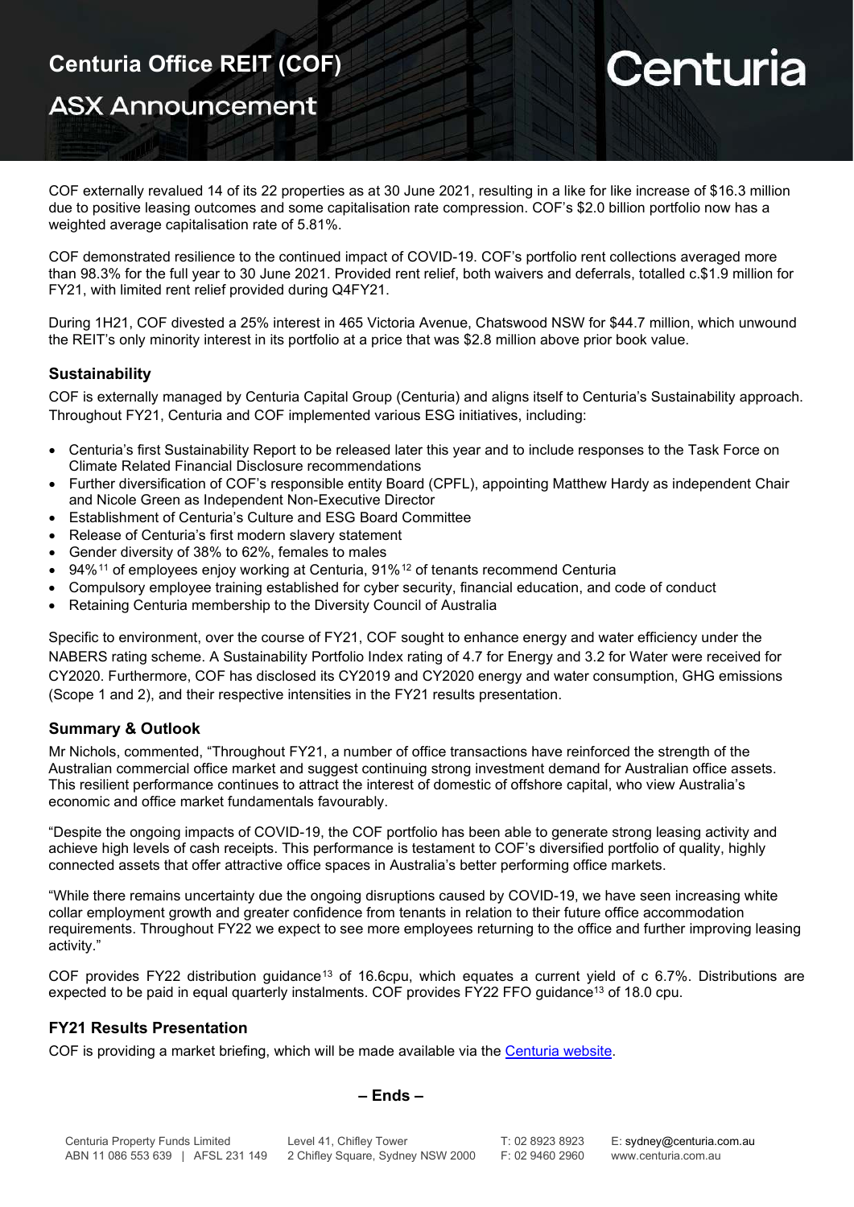COF externally revalued 14 of its 22 properties as at 30 June 2021, resulting in a like for like increase of $16.3 million due to positive leasing outcomes and some capitalisation rate compression. COF's $2.0 billion portfolio now has a weighted average capitalisation rate of 5.81%.

COF demonstrated resilience to the continued impact of COVID-19. COF's portfolio rent collections averaged more than 98.3% for the full year to 30 June 2021. Provided rent relief, both waivers and deferrals, totalled c.$1.9 million for FY21, with limited rent relief provided during Q4FY21.

During 1H21, COF divested a 25% interest in 465 Victoria Avenue, Chatswood NSW for $44.7 million, which unwound the REIT's only minority interest in its portfolio at a price that was $2.8 million above prior book value.

## Sustainability

COF is externally managed by Centuria Capital Group (Centuria) and aligns itself to Centuria's Sustainability approach. Throughout FY21, Centuria and COF implemented various ESG initiatives, including:

- Centuria's first Sustainability Report to be released later this year and to include responses to the Task Force on Climate Related Financial Disclosure recommendations
- Further diversification of COF's responsible entity Board (CPFL), appointing Matthew Hardy as independent Chair and Nicole Green as Independent Non-Executive Director
- Establishment of Centuria's Culture and ESG Board Committee
- Release of Centuria's first modern slavery statement
- Gender diversity of 38% to 62%, females to males
- 94%[11] of employees enjoy working at Centuria, 91%[12] of tenants recommend Centuria
- Compulsory employee training established for cyber security, financial education, and code of conduct
- Retaining Centuria membership to the Diversity Council of Australia

Specific to environment, over the course of FY21, COF sought to enhance energy and water efficiency under the NABERS rating scheme. A Sustainability Portfolio Index rating of 4.7 for Energy and 3.2 for Water were received for CY2020. Furthermore, COF has disclosed its CY2019 and CY2020 energy and water consumption, GHG emissions (Scope 1 and 2), and their respective intensities in the FY21 results presentation.

## Summary & Outlook

Mr Nichols, commented, "Throughout FY21, a number of office transactions have reinforced the strength of the Australian commercial office market and suggest continuing strong investment demand for Australian office assets. This resilient performance continues to attract the interest of domestic of offshore capital, who view Australia's economic and office market fundamentals favourably.

"Despite the ongoing impacts of COVID-19, the COF portfolio has been able to generate strong leasing activity and achieve high levels of cash receipts. This performance is testament to COF's diversified portfolio of quality, highly connected assets that offer attractive office spaces in Australia's better performing office markets.

"While there remains uncertainty due the ongoing disruptions caused by COVID-19, we have seen increasing white collar employment growth and greater confidence from tenants in relation to their future office accommodation requirements. Throughout FY22 we expect to see more employees returning to the office and further improving leasing activity."

COF provides FY22 distribution guidance[13] of 16.6cpu, which equates a current yield of c 6.7%. Distributions are expected to be paid in equal quarterly instalments. COF provides FY22 FFO guidance[13] of 18.0 cpu.

## FY21 Results Presentation

COF is providing a market briefing, which will be made available via the Centuria website.

**– Ends –**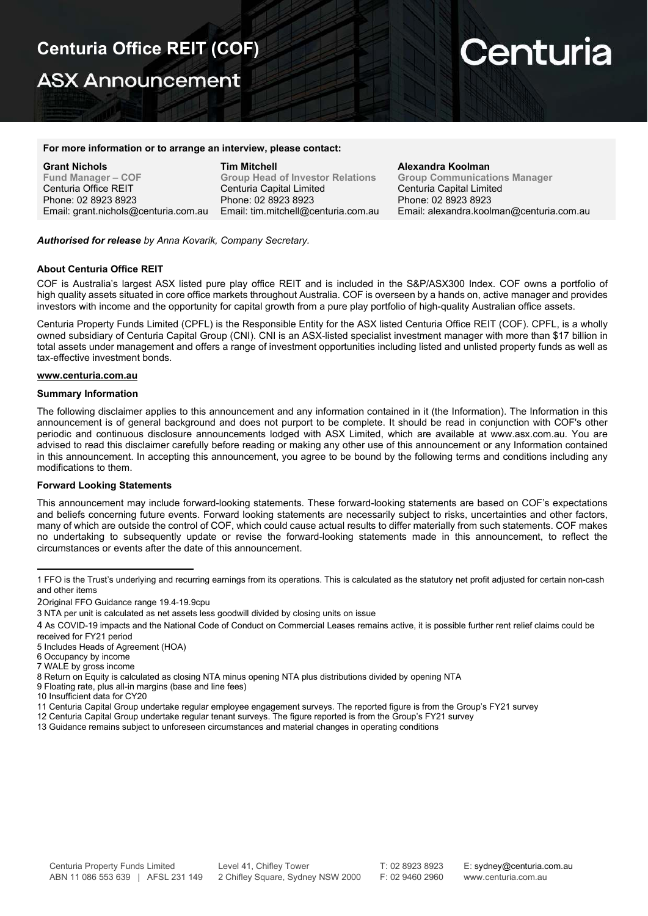# Centuria Office REIT (COF)

## ASX Announcement

Centuria

**For more information or to arrange an interview, please contact:**

**Grant Nichols**
**Fund Manager – COF**
Centuria Office REIT
Phone: 02 8923 8923
Email: grant.nichols@centuria.com.au

**Tim Mitchell**
**Group Head of Investor Relations**
Centuria Capital Limited
Phone: 02 8923 8923
Email: tim.mitchell@centuria.com.au

**Alexandra Koolman**
**Group Communications Manager**
Centuria Capital Limited
Phone: 02 8923 8923
Email: alexandra.koolman@centuria.com.au

***Authorised for release*** *by Anna Kovarik, Company Secretary.*

**About Centuria Office REIT**

COF is Australia's largest ASX listed pure play office REIT and is included in the S&P/ASX300 Index. COF owns a portfolio of high quality assets situated in core office markets throughout Australia. COF is overseen by a hands on, active manager and provides investors with income and the opportunity for capital growth from a pure play portfolio of high-quality Australian office assets.

Centuria Property Funds Limited (CPFL) is the Responsible Entity for the ASX listed Centuria Office REIT (COF). CPFL, is a wholly owned subsidiary of Centuria Capital Group (CNI). CNI is an ASX-listed specialist investment manager with more than $17 billion in total assets under management and offers a range of investment opportunities including listed and unlisted property funds as well as tax-effective investment bonds.

**www.centuria.com.au**

**Summary Information**

The following disclaimer applies to this announcement and any information contained in it (the Information). The Information in this announcement is of general background and does not purport to be complete. It should be read in conjunction with COF's other periodic and continuous disclosure announcements lodged with ASX Limited, which are available at www.asx.com.au. You are advised to read this disclaimer carefully before reading or making any other use of this announcement or any Information contained in this announcement. In accepting this announcement, you agree to be bound by the following terms and conditions including any modifications to them.

**Forward Looking Statements**

This announcement may include forward-looking statements. These forward-looking statements are based on COF's expectations and beliefs concerning future events. Forward looking statements are necessarily subject to risks, uncertainties and other factors, many of which are outside the control of COF, which could cause actual results to differ materially from such statements. COF makes no undertaking to subsequently update or revise the forward-looking statements made in this announcement, to reflect the circumstances or events after the date of this announcement.

---

1 FFO is the Trust's underlying and recurring earnings from its operations. This is calculated as the statutory net profit adjusted for certain non-cash and other items

2 Original FFO Guidance range 19.4-19.9cpu

3 NTA per unit is calculated as net assets less goodwill divided by closing units on issue

4 As COVID-19 impacts and the National Code of Conduct on Commercial Leases remains active, it is possible further rent relief claims could be received for FY21 period

5 Includes Heads of Agreement (HOA)

6 Occupancy by income

7 WALE by gross income

8 Return on Equity is calculated as closing NTA minus opening NTA plus distributions divided by opening NTA

9 Floating rate, plus all-in margins (base and line fees)

10 Insufficient data for CY20

11 Centuria Capital Group undertake regular employee engagement surveys. The reported figure is from the Group's FY21 survey

12 Centuria Capital Group undertake regular tenant surveys. The figure reported is from the Group's FY21 survey

13 Guidance remains subject to unforeseen circumstances and material changes in operating conditions

Centuria Property Funds Limited
ABN 11 086 553 639 | AFSL 231 149

Level 41, Chifley Tower
2 Chifley Square, Sydney NSW 2000

T: 02 8923 8923
F: 02 9460 2960

E: sydney@centuria.com.au
www.centuria.com.au